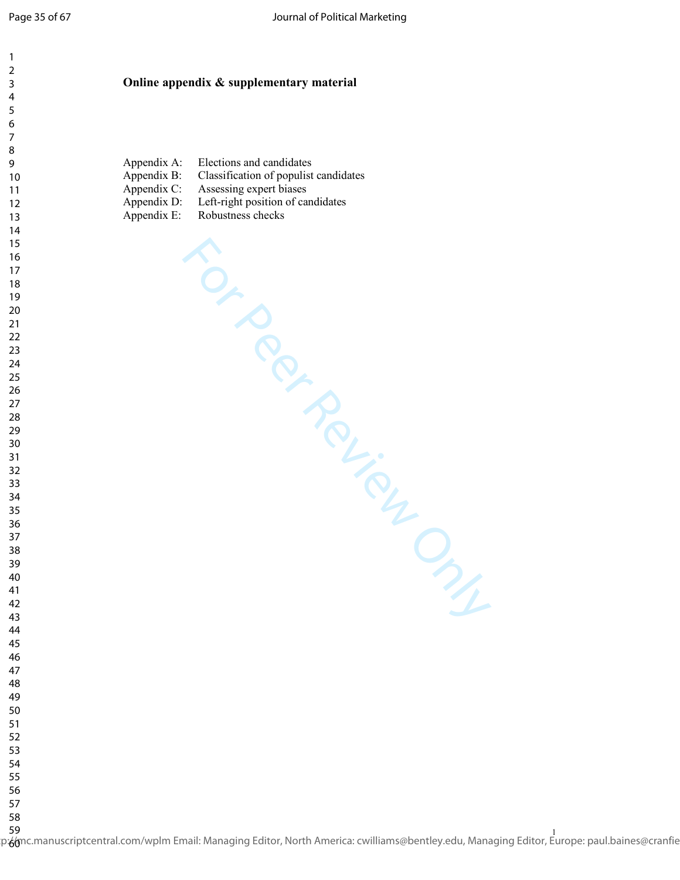**Online appendix & supplementary material**

| | |
|---|---|
| Appendix A: | Elections and candidates |
| Appendix B: | Classification of populist candidates |
| Appendix C: | Assessing expert biases |
| Appendix D: | Left-right position of candidates |
| Appendix E: | Robustness checks |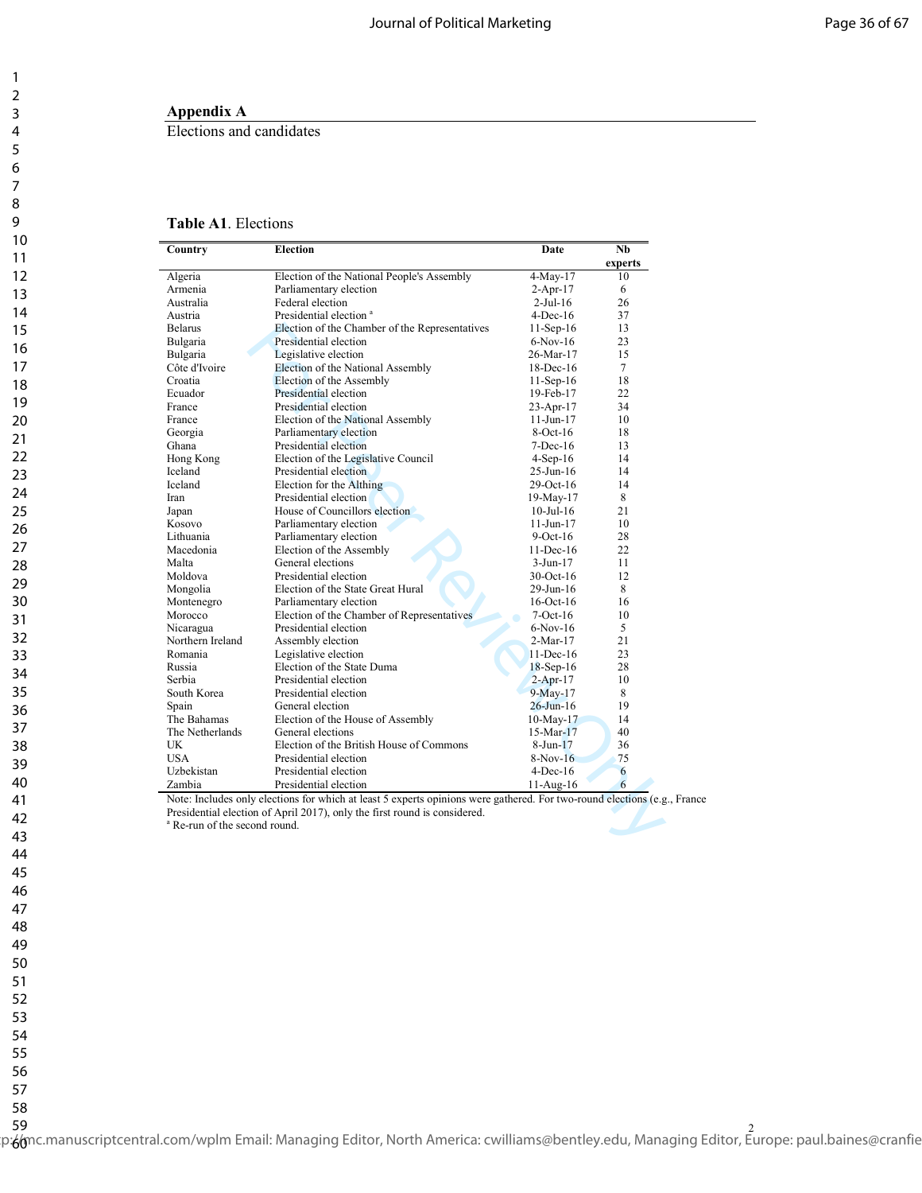## Appendix A

Elections and candidates

**Table A1**. Elections

| Country | Election | Date | Nb experts |
|---|---|---|---|
| Algeria | Election of the National People's Assembly | 4-May-17 | 10 |
| Armenia | Parliamentary election | 2-Apr-17 | 6 |
| Australia | Federal election | 2-Jul-16 | 26 |
| Austria | Presidential election [a] | 4-Dec-16 | 37 |
| Belarus | Election of the Chamber of the Representatives | 11-Sep-16 | 13 |
| Bulgaria | Presidential election | 6-Nov-16 | 23 |
| Bulgaria | Legislative election | 26-Mar-17 | 15 |
| Côte d'Ivoire | Election of the National Assembly | 18-Dec-16 | 7 |
| Croatia | Election of the Assembly | 11-Sep-16 | 18 |
| Ecuador | Presidential election | 19-Feb-17 | 22 |
| France | Presidential election | 23-Apr-17 | 34 |
| France | Election of the National Assembly | 11-Jun-17 | 10 |
| Georgia | Parliamentary election | 8-Oct-16 | 18 |
| Ghana | Presidential election | 7-Dec-16 | 13 |
| Hong Kong | Election of the Legislative Council | 4-Sep-16 | 14 |
| Iceland | Presidential election | 25-Jun-16 | 14 |
| Iceland | Election for the Althing | 29-Oct-16 | 14 |
| Iran | Presidential election | 19-May-17 | 8 |
| Japan | House of Councillors election | 10-Jul-16 | 21 |
| Kosovo | Parliamentary election | 11-Jun-17 | 10 |
| Lithuania | Parliamentary election | 9-Oct-16 | 28 |
| Macedonia | Election of the Assembly | 11-Dec-16 | 22 |
| Malta | General elections | 3-Jun-17 | 11 |
| Moldova | Presidential election | 30-Oct-16 | 12 |
| Mongolia | Election of the State Great Hural | 29-Jun-16 | 8 |
| Montenegro | Parliamentary election | 16-Oct-16 | 16 |
| Morocco | Election of the Chamber of Representatives | 7-Oct-16 | 10 |
| Nicaragua | Presidential election | 6-Nov-16 | 5 |
| Northern Ireland | Assembly election | 2-Mar-17 | 21 |
| Romania | Legislative election | 11-Dec-16 | 23 |
| Russia | Election of the State Duma | 18-Sep-16 | 28 |
| Serbia | Presidential election | 2-Apr-17 | 10 |
| South Korea | Presidential election | 9-May-17 | 8 |
| Spain | General election | 26-Jun-16 | 19 |
| The Bahamas | Election of the House of Assembly | 10-May-17 | 14 |
| The Netherlands | General elections | 15-Mar-17 | 40 |
| UK | Election of the British House of Commons | 8-Jun-17 | 36 |
| USA | Presidential election | 8-Nov-16 | 75 |
| Uzbekistan | Presidential election | 4-Dec-16 | 6 |
| Zambia | Presidential election | 11-Aug-16 | 6 |

Note: Includes only elections for which at least 5 experts opinions were gathered. For two-round elections (e.g., France Presidential election of April 2017), only the first round is considered.
[a] Re-run of the second round.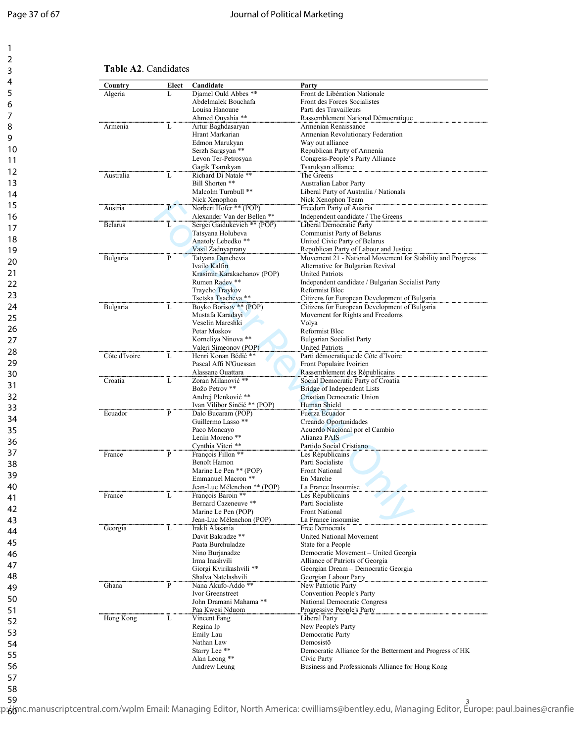**Table A2**. Candidates

| Country | Elect | Candidate | Party |
|---|---|---|---|
| Algeria | L | Djamel Ould Abbes ** | Front de Libération Nationale |
| | | Abdelmalek Bouchafa | Front des Forces Socialistes |
| | | Louisa Hanoune | Parti des Travailleurs |
| | | Ahmed Ouyahia ** | Rassemblement National Démocratique |
| Armenia | L | Artur Baghdasaryan | Armenian Renaissance |
| | | Hrant Markarian | Armenian Revolutionary Federation |
| | | Edmon Marukyan | Way out alliance |
| | | Serzh Sargsyan ** | Republican Party of Armenia |
| | | Levon Ter-Petrosyan | Congress-People's Party Alliance |
| | | Gagik Tsarukyan | Tsarukyan alliance |
| Australia | L | Richard Di Natale ** | The Greens |
| | | Bill Shorten ** | Australian Labor Party |
| | | Malcolm Turnbull ** | Liberal Party of Australia / Nationals |
| | | Nick Xenophon | Nick Xenophon Team |
| Austria | P | Norbert Hofer ** (POP) | Freedom Party of Austria |
| | | Alexander Van der Bellen ** | Independent candidate / The Greens |
| Belarus | L | Sergei Gaidukevich ** (POP) | Liberal Democratic Party |
| | | Tatsyana Holubeva | Communist Party of Belarus |
| | | Anatoly Lebedko ** | United Civic Party of Belarus |
| | | Vasil Zadnyaprany | Republican Party of Labour and Justice |
| Bulgaria | P | Tatyana Doncheva | Movement 21 - National Movement for Stability and Progress |
| | | Ivailo Kalfin | Alternative for Bulgarian Revival |
| | | Krasimir Karakachanov (POP) | United Patriots |
| | | Rumen Radev ** | Independent candidate / Bulgarian Socialist Party |
| | | Traycho Traykov | Reformist Bloc |
| | | Tsetska Tsacheva ** | Citizens for European Development of Bulgaria |
| Bulgaria | L | Boyko Borisov ** (POP) | Citizens for European Development of Bulgaria |
| | | Mustafa Karadayi | Movement for Rights and Freedoms |
| | | Veselin Mareshki | Volya |
| | | Petar Moskov | Reformist Bloc |
| | | Korneliya Ninova ** | Bulgarian Socialist Party |
| | | Valeri Simeonov (POP) | United Patriots |
| Côte d'Ivoire | L | Henri Konan Bédié ** | Parti démocratique de Côte d'Ivoire |
| | | Pascal Affi N'Guessan | Front Populaire Ivoirien |
| | | Alassane Ouattara | Rassemblement des Républicains |
| Croatia | L | Zoran Milanović ** | Social Democratic Party of Croatia |
| | | Božo Petrov ** | Bridge of Independent Lists |
| | | Andrej Plenković ** | Croatian Democratic Union |
| | | Ivan Vilibor Sinčić ** (POP) | Human Shield |
| Ecuador | P | Dalo Bucaram (POP) | Fuerza Ecuador |
| | | Guillermo Lasso ** | Creando Oportunidades |
| | | Paco Moncayo | Acuerdo Nacional por el Cambio |
| | | Lenín Moreno ** | Alianza PAIS |
| | | Cynthia Viteri ** | Partido Social Cristiano |
| France | P | François Fillon ** | Les Républicains |
| | | Benoît Hamon | Parti Socialiste |
| | | Marine Le Pen ** (POP) | Front National |
| | | Emmanuel Macron ** | En Marche |
| | | Jean-Luc Mélenchon ** (POP) | La France Insoumise |
| France | L | François Baroin ** | Les Républicains |
| | | Bernard Cazeneuve ** | Parti Socialiste |
| | | Marine Le Pen (POP) | Front National |
| | | Jean-Luc Mélenchon (POP) | La France insoumise |
| Georgia | L | Irakli Alasania | Free Democrats |
| | | Davit Bakradze ** | United National Movement |
| | | Paata Burchuladze | State for a People |
| | | Nino Burjanadze | Democratic Movement – United Georgia |
| | | Irma Inashvili | Alliance of Patriots of Georgia |
| | | Giorgi Kvirikashvili ** | Georgian Dream – Democratic Georgia |
| | | Shalva Natelashvili | Georgian Labour Party |
| Ghana | P | Nana Akufo-Addo ** | New Patriotic Party |
| | | Ivor Greenstreet | Convention People's Party |
| | | John Dramani Mahama ** | National Democratic Congress |
| | | Paa Kwesi Nduom | Progressive People's Party |
| Hong Kong | L | Vincent Fang | Liberal Party |
| | | Regina Ip | New People's Party |
| | | Emily Lau | Democratic Party |
| | | Nathan Law | Demosistō |
| | | Starry Lee ** | Democratic Alliance for the Betterment and Progress of HK |
| | | Alan Leong ** | Civic Party |
| | | Andrew Leung | Business and Professionals Alliance for Hong Kong |